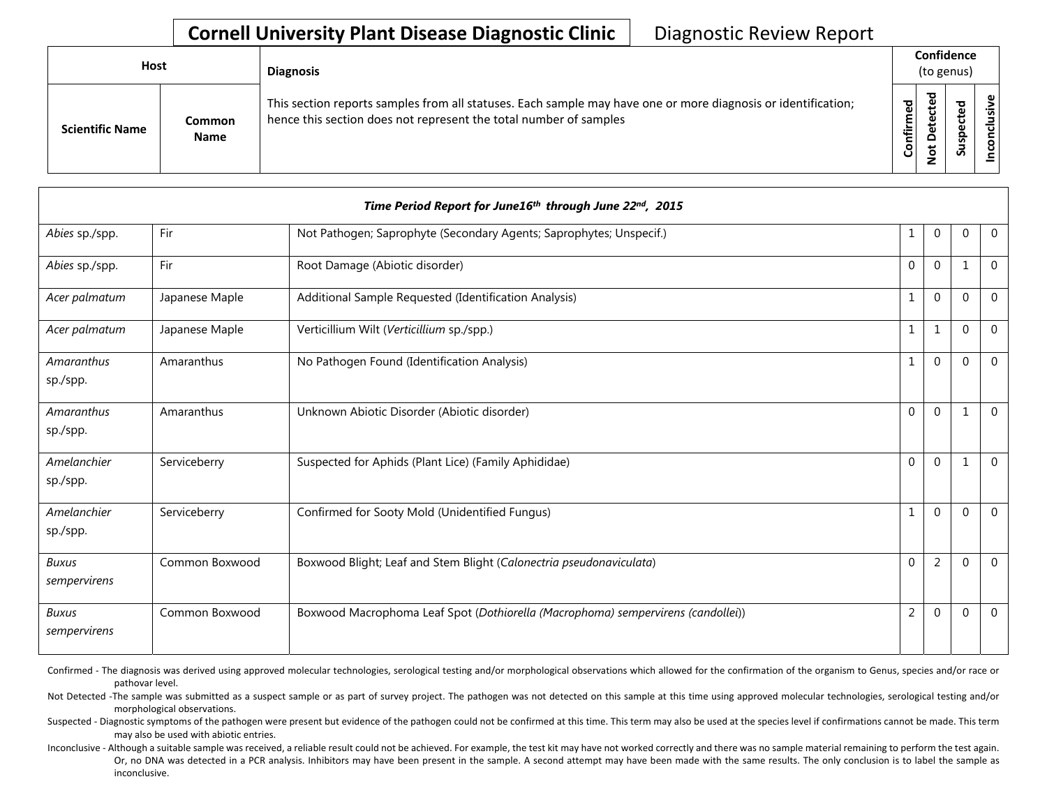# Cornell University Plant Disease Diagnostic Clinic

## Diagnostic Review Report

| Host | | Diagnosis | Confidence (to genus) | | | |
|---|---|---|---|---|---|---|
| **Scientific Name** | **Common Name** | This section reports samples from all statuses. Each sample may have one or more diagnosis or identification; hence this section does not represent the total number of samples | **Confirmed** | **Not Detected** | **Suspected** | **Inconclusive** |
| ***Time Period Report for June16th through June 22nd, 2015*** | | | | | | |
| *Abies* sp./spp. | Fir | Not Pathogen; Saprophyte (Secondary Agents; Saprophytes; Unspecif.) | 1 | 0 | 0 | 0 |
| *Abies* sp./spp. | Fir | Root Damage (Abiotic disorder) | 0 | 0 | 1 | 0 |
| *Acer palmatum* | Japanese Maple | Additional Sample Requested (Identification Analysis) | 1 | 0 | 0 | 0 |
| *Acer palmatum* | Japanese Maple | Verticillium Wilt (*Verticillium* sp./spp.) | 1 | 1 | 0 | 0 |
| *Amaranthus* sp./spp. | Amaranthus | No Pathogen Found (Identification Analysis) | 1 | 0 | 0 | 0 |
| *Amaranthus* sp./spp. | Amaranthus | Unknown Abiotic Disorder (Abiotic disorder) | 0 | 0 | 1 | 0 |
| *Amelanchier* sp./spp. | Serviceberry | Suspected for Aphids (Plant Lice) (Family Aphididae) | 0 | 0 | 1 | 0 |
| *Amelanchier* sp./spp. | Serviceberry | Confirmed for Sooty Mold (Unidentified Fungus) | 1 | 0 | 0 | 0 |
| *Buxus sempervirens* | Common Boxwood | Boxwood Blight; Leaf and Stem Blight (*Calonectria pseudonaviculata*) | 0 | 2 | 0 | 0 |
| *Buxus sempervirens* | Common Boxwood | Boxwood Macrophoma Leaf Spot (*Dothiorella (Macrophoma) sempervirens (candollei)*) | 2 | 0 | 0 | 0 |

Confirmed - The diagnosis was derived using approved molecular technologies, serological testing and/or morphological observations which allowed for the confirmation of the organism to Genus, species and/or race or pathovar level.

Not Detected -The sample was submitted as a suspect sample or as part of survey project. The pathogen was not detected on this sample at this time using approved molecular technologies, serological testing and/or morphological observations.

Suspected - Diagnostic symptoms of the pathogen were present but evidence of the pathogen could not be confirmed at this time. This term may also be used at the species level if confirmations cannot be made. This term may also be used with abiotic entries.

Inconclusive - Although a suitable sample was received, a reliable result could not be achieved. For example, the test kit may have not worked correctly and there was no sample material remaining to perform the test again. Or, no DNA was detected in a PCR analysis. Inhibitors may have been present in the sample. A second attempt may have been made with the same results. The only conclusion is to label the sample as inconclusive.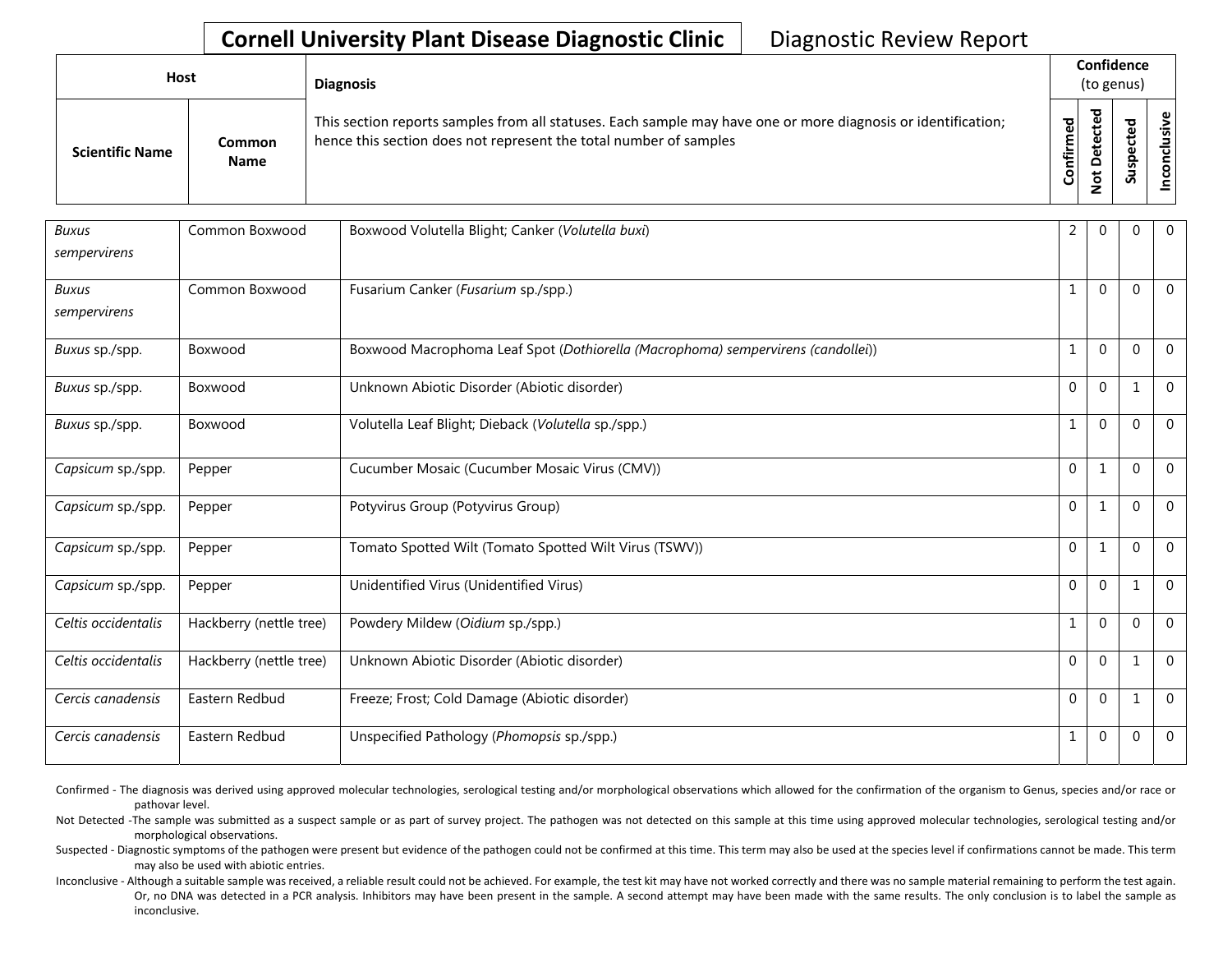# Cornell University Plant Disease Diagnostic Clinic

Diagnostic Review Report

| Host | | Diagnosis | Confidence (to genus) | | | |
|---|---|---|---|---|---|---|
| Scientific Name | Common Name | This section reports samples from all statuses. Each sample may have one or more diagnosis or identification; hence this section does not represent the total number of samples | Confirmed | Not Detected | Suspected | Inconclusive |
| *Buxus sempervirens* | Common Boxwood | Boxwood Volutella Blight; Canker (*Volutella buxi*) | 2 | 0 | 0 | 0 |
| *Buxus sempervirens* | Common Boxwood | Fusarium Canker (*Fusarium* sp./spp.) | 1 | 0 | 0 | 0 |
| *Buxus* sp./spp. | Boxwood | Boxwood Macrophoma Leaf Spot (*Dothiorella (Macrophoma) sempervirens (candollei)*) | 1 | 0 | 0 | 0 |
| *Buxus* sp./spp. | Boxwood | Unknown Abiotic Disorder (Abiotic disorder) | 0 | 0 | 1 | 0 |
| *Buxus* sp./spp. | Boxwood | Volutella Leaf Blight; Dieback (*Volutella* sp./spp.) | 1 | 0 | 0 | 0 |
| *Capsicum* sp./spp. | Pepper | Cucumber Mosaic (Cucumber Mosaic Virus (CMV)) | 0 | 1 | 0 | 0 |
| *Capsicum* sp./spp. | Pepper | Potyvirus Group (Potyvirus Group) | 0 | 1 | 0 | 0 |
| *Capsicum* sp./spp. | Pepper | Tomato Spotted Wilt (Tomato Spotted Wilt Virus (TSWV)) | 0 | 1 | 0 | 0 |
| *Capsicum* sp./spp. | Pepper | Unidentified Virus (Unidentified Virus) | 0 | 0 | 1 | 0 |
| *Celtis occidentalis* | Hackberry (nettle tree) | Powdery Mildew (*Oidium* sp./spp.) | 1 | 0 | 0 | 0 |
| *Celtis occidentalis* | Hackberry (nettle tree) | Unknown Abiotic Disorder (Abiotic disorder) | 0 | 0 | 1 | 0 |
| *Cercis canadensis* | Eastern Redbud | Freeze; Frost; Cold Damage (Abiotic disorder) | 0 | 0 | 1 | 0 |
| *Cercis canadensis* | Eastern Redbud | Unspecified Pathology (*Phomopsis* sp./spp.) | 1 | 0 | 0 | 0 |

Confirmed - The diagnosis was derived using approved molecular technologies, serological testing and/or morphological observations which allowed for the confirmation of the organism to Genus, species and/or race or pathovar level.

Not Detected -The sample was submitted as a suspect sample or as part of survey project. The pathogen was not detected on this sample at this time using approved molecular technologies, serological testing and/or morphological observations.

Suspected - Diagnostic symptoms of the pathogen were present but evidence of the pathogen could not be confirmed at this time. This term may also be used at the species level if confirmations cannot be made. This term may also be used with abiotic entries.

Inconclusive - Although a suitable sample was received, a reliable result could not be achieved. For example, the test kit may have not worked correctly and there was no sample material remaining to perform the test again. Or, no DNA was detected in a PCR analysis. Inhibitors may have been present in the sample. A second attempt may have been made with the same results. The only conclusion is to label the sample as inconclusive.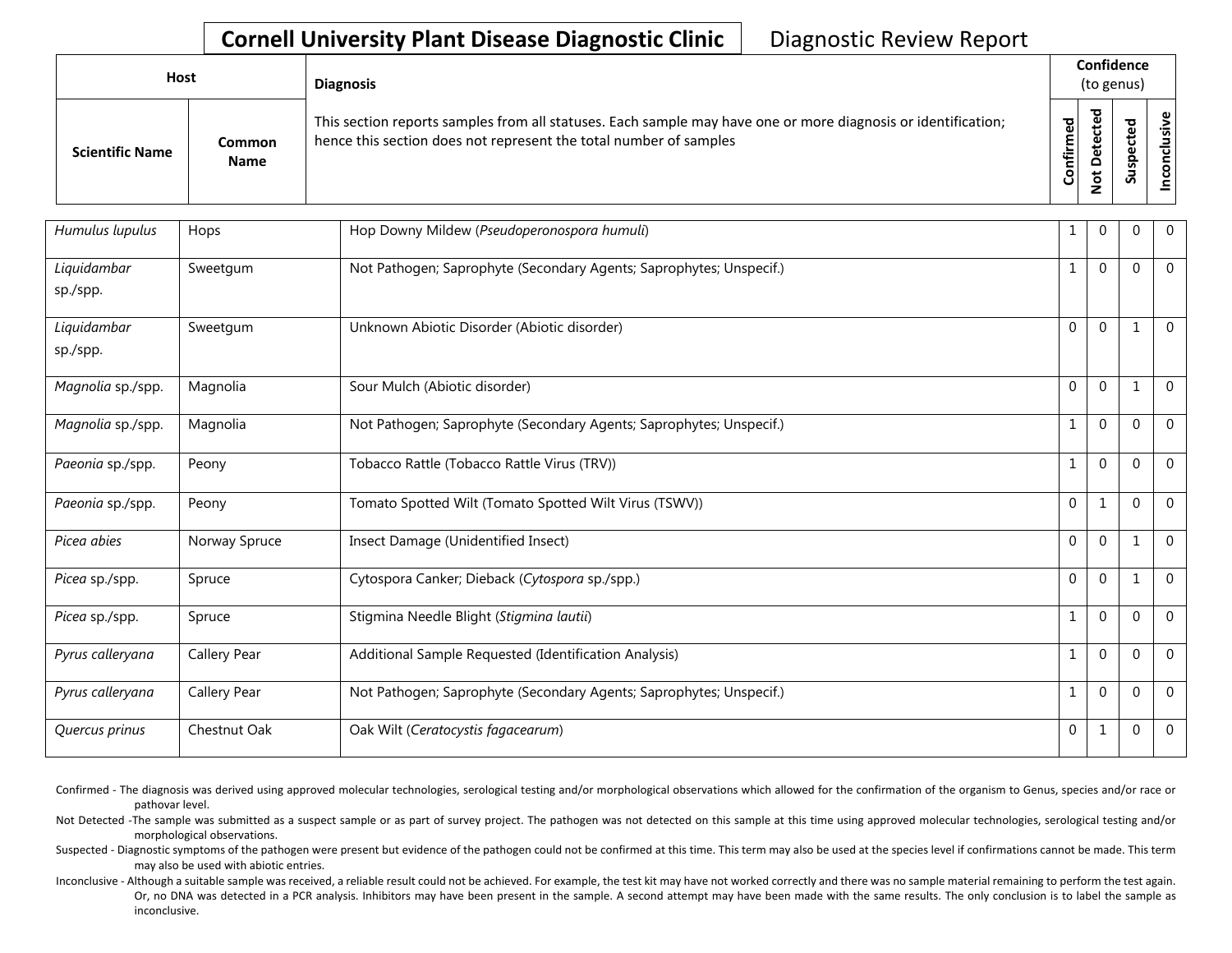**Cornell University Plant Disease Diagnostic Clinic** Diagnostic Review Report

| Host | | Diagnosis | Confidence (to genus) | | | |
|---|---|---|---|---|---|---|
| Scientific Name | Common Name | This section reports samples from all statuses. Each sample may have one or more diagnosis or identification; hence this section does not represent the total number of samples | Confirmed | Not Detected | Suspected | Inconclusive |
| *Humulus lupulus* | Hops | Hop Downy Mildew (*Pseudoperonospora humuli*) | 1 | 0 | 0 | 0 |
| *Liquidambar* sp./spp. | Sweetgum | Not Pathogen; Saprophyte (Secondary Agents; Saprophytes; Unspecif.) | 1 | 0 | 0 | 0 |
| *Liquidambar* sp./spp. | Sweetgum | Unknown Abiotic Disorder (Abiotic disorder) | 0 | 0 | 1 | 0 |
| *Magnolia* sp./spp. | Magnolia | Sour Mulch (Abiotic disorder) | 0 | 0 | 1 | 0 |
| *Magnolia* sp./spp. | Magnolia | Not Pathogen; Saprophyte (Secondary Agents; Saprophytes; Unspecif.) | 1 | 0 | 0 | 0 |
| *Paeonia* sp./spp. | Peony | Tobacco Rattle (Tobacco Rattle Virus (TRV)) | 1 | 0 | 0 | 0 |
| *Paeonia* sp./spp. | Peony | Tomato Spotted Wilt (Tomato Spotted Wilt Virus (TSWV)) | 0 | 1 | 0 | 0 |
| *Picea abies* | Norway Spruce | Insect Damage (Unidentified Insect) | 0 | 0 | 1 | 0 |
| *Picea* sp./spp. | Spruce | Cytospora Canker; Dieback (*Cytospora* sp./spp.) | 0 | 0 | 1 | 0 |
| *Picea* sp./spp. | Spruce | Stigmina Needle Blight (*Stigmina lautii*) | 1 | 0 | 0 | 0 |
| *Pyrus calleryana* | Callery Pear | Additional Sample Requested (Identification Analysis) | 1 | 0 | 0 | 0 |
| *Pyrus calleryana* | Callery Pear | Not Pathogen; Saprophyte (Secondary Agents; Saprophytes; Unspecif.) | 1 | 0 | 0 | 0 |
| *Quercus prinus* | Chestnut Oak | Oak Wilt (*Ceratocystis fagacearum*) | 0 | 1 | 0 | 0 |

Confirmed - The diagnosis was derived using approved molecular technologies, serological testing and/or morphological observations which allowed for the confirmation of the organism to Genus, species and/or race or pathovar level.

Not Detected -The sample was submitted as a suspect sample or as part of survey project. The pathogen was not detected on this sample at this time using approved molecular technologies, serological testing and/or morphological observations.

Suspected - Diagnostic symptoms of the pathogen were present but evidence of the pathogen could not be confirmed at this time. This term may also be used at the species level if confirmations cannot be made. This term may also be used with abiotic entries.

Inconclusive - Although a suitable sample was received, a reliable result could not be achieved. For example, the test kit may have not worked correctly and there was no sample material remaining to perform the test again. Or, no DNA was detected in a PCR analysis. Inhibitors may have been present in the sample. A second attempt may have been made with the same results. The only conclusion is to label the sample as inconclusive.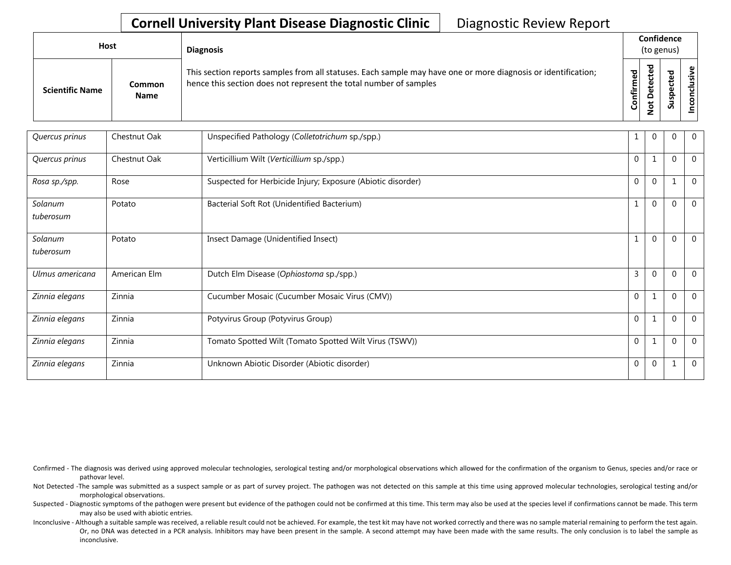# Cornell University Plant Disease Diagnostic Clinic

Diagnostic Review Report

| Host | | Diagnosis | Confidence (to genus) | | | |
|---|---|---|---|---|---|---|
| **Scientific Name** | **Common Name** | This section reports samples from all statuses. Each sample may have one or more diagnosis or identification; hence this section does not represent the total number of samples | **Confirmed** | **Not Detected** | **Suspected** | **Inconclusive** |
| *Quercus prinus* | Chestnut Oak | Unspecified Pathology (*Colletotrichum* sp./spp.) | 1 | 0 | 0 | 0 |
| *Quercus prinus* | Chestnut Oak | Verticillium Wilt (*Verticillium* sp./spp.) | 0 | 1 | 0 | 0 |
| *Rosa sp./spp.* | Rose | Suspected for Herbicide Injury; Exposure (Abiotic disorder) | 0 | 0 | 1 | 0 |
| *Solanum tuberosum* | Potato | Bacterial Soft Rot (Unidentified Bacterium) | 1 | 0 | 0 | 0 |
| *Solanum tuberosum* | Potato | Insect Damage (Unidentified Insect) | 1 | 0 | 0 | 0 |
| *Ulmus americana* | American Elm | Dutch Elm Disease (*Ophiostoma* sp./spp.) | 3 | 0 | 0 | 0 |
| *Zinnia elegans* | Zinnia | Cucumber Mosaic (Cucumber Mosaic Virus (CMV)) | 0 | 1 | 0 | 0 |
| *Zinnia elegans* | Zinnia | Potyvirus Group (Potyvirus Group) | 0 | 1 | 0 | 0 |
| *Zinnia elegans* | Zinnia | Tomato Spotted Wilt (Tomato Spotted Wilt Virus (TSWV)) | 0 | 1 | 0 | 0 |
| *Zinnia elegans* | Zinnia | Unknown Abiotic Disorder (Abiotic disorder) | 0 | 0 | 1 | 0 |

Confirmed - The diagnosis was derived using approved molecular technologies, serological testing and/or morphological observations which allowed for the confirmation of the organism to Genus, species and/or race or pathovar level.

Not Detected -The sample was submitted as a suspect sample or as part of survey project. The pathogen was not detected on this sample at this time using approved molecular technologies, serological testing and/or morphological observations.

Suspected - Diagnostic symptoms of the pathogen were present but evidence of the pathogen could not be confirmed at this time. This term may also be used at the species level if confirmations cannot be made. This term may also be used with abiotic entries.

Inconclusive - Although a suitable sample was received, a reliable result could not be achieved. For example, the test kit may have not worked correctly and there was no sample material remaining to perform the test again. Or, no DNA was detected in a PCR analysis. Inhibitors may have been present in the sample. A second attempt may have been made with the same results. The only conclusion is to label the sample as inconclusive.